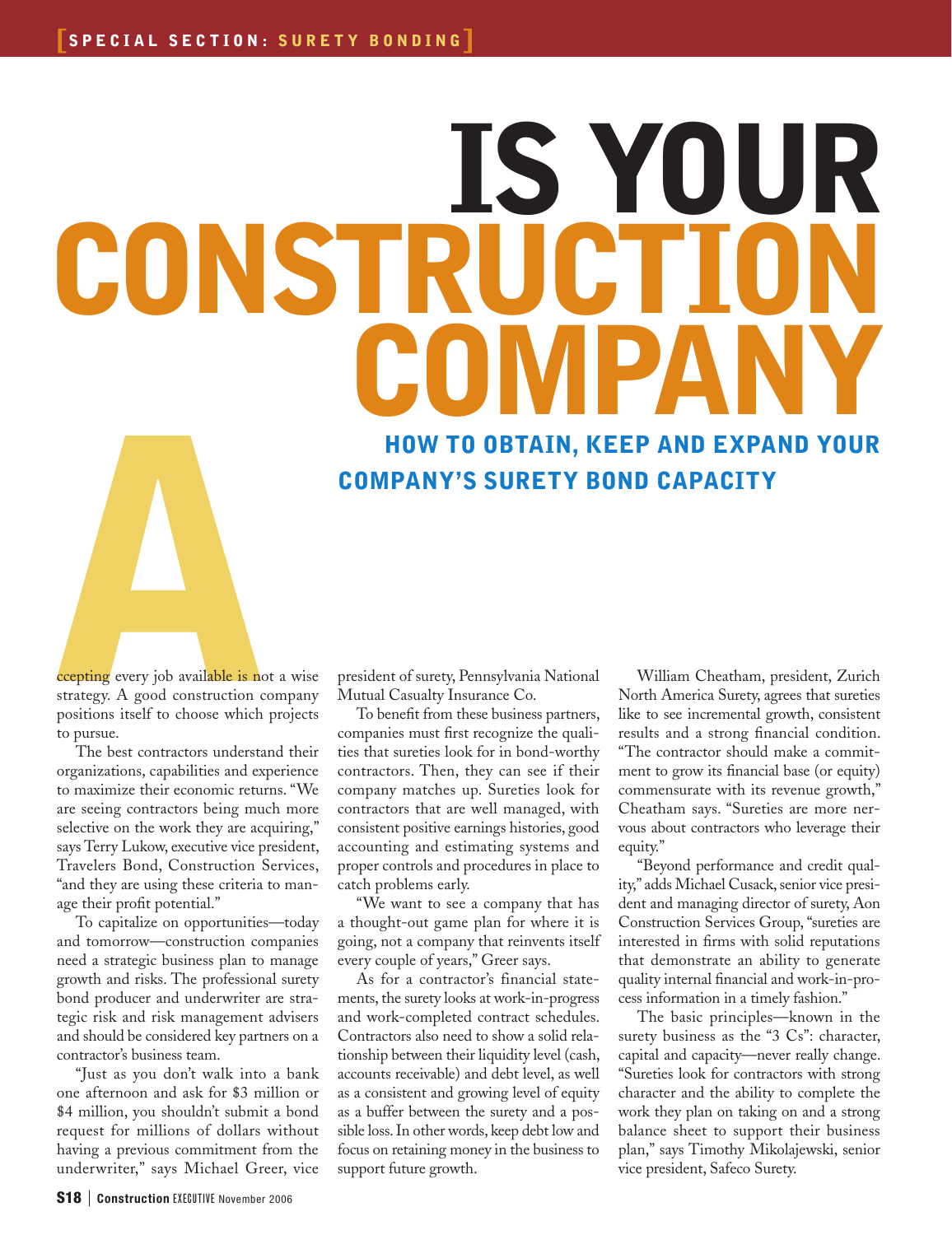# IS YOUR CONSTRUCTION COMPANY

## HOW TO OBTAIN, KEEP AND EXPAND YOUR COMPANY'S SURETY BOND CAPACITY

Accepting every job available is not a wise strategy. A good construction company positions itself to choose which projects to pursue.

The best contractors understand their organizations, capabilities and experience to maximize their economic returns. "We are seeing contractors being much more selective on the work they are acquiring," says Terry Lukow, executive vice president, Travelers Bond, Construction Services, "and they are using these criteria to manage their profit potential."

To capitalize on opportunities—today and tomorrow—construction companies need a strategic business plan to manage growth and risks. The professional surety bond producer and underwriter are strategic risk and risk management advisers and should be considered key partners on a contractor's business team.

"Just as you don't walk into a bank one afternoon and ask for $3 million or $4 million, you shouldn't submit a bond request for millions of dollars without having a previous commitment from the underwriter," says Michael Greer, vice president of surety, Pennsylvania National Mutual Casualty Insurance Co.

To benefit from these business partners, companies must first recognize the qualities that sureties look for in bond-worthy contractors. Then, they can see if their company matches up. Sureties look for contractors that are well managed, with consistent positive earnings histories, good accounting and estimating systems and proper controls and procedures in place to catch problems early.

"We want to see a company that has a thought-out game plan for where it is going, not a company that reinvents itself every couple of years," Greer says.

As for a contractor's financial statements, the surety looks at work-in-progress and work-completed contract schedules. Contractors also need to show a solid relationship between their liquidity level (cash, accounts receivable) and debt level, as well as a consistent and growing level of equity as a buffer between the surety and a possible loss. In other words, keep debt low and focus on retaining money in the business to support future growth.

William Cheatham, president, Zurich North America Surety, agrees that sureties like to see incremental growth, consistent results and a strong financial condition. "The contractor should make a commitment to grow its financial base (or equity) commensurate with its revenue growth," Cheatham says. "Sureties are more nervous about contractors who leverage their equity."

"Beyond performance and credit quality," adds Michael Cusack, senior vice president and managing director of surety, Aon Construction Services Group, "sureties are interested in firms with solid reputations that demonstrate an ability to generate quality internal financial and work-in-process information in a timely fashion."

The basic principles—known in the surety business as the "3 Cs": character, capital and capacity—never really change. "Sureties look for contractors with strong character and the ability to complete the work they plan on taking on and a strong balance sheet to support their business plan," says Timothy Mikolajewski, senior vice president, Safeco Surety.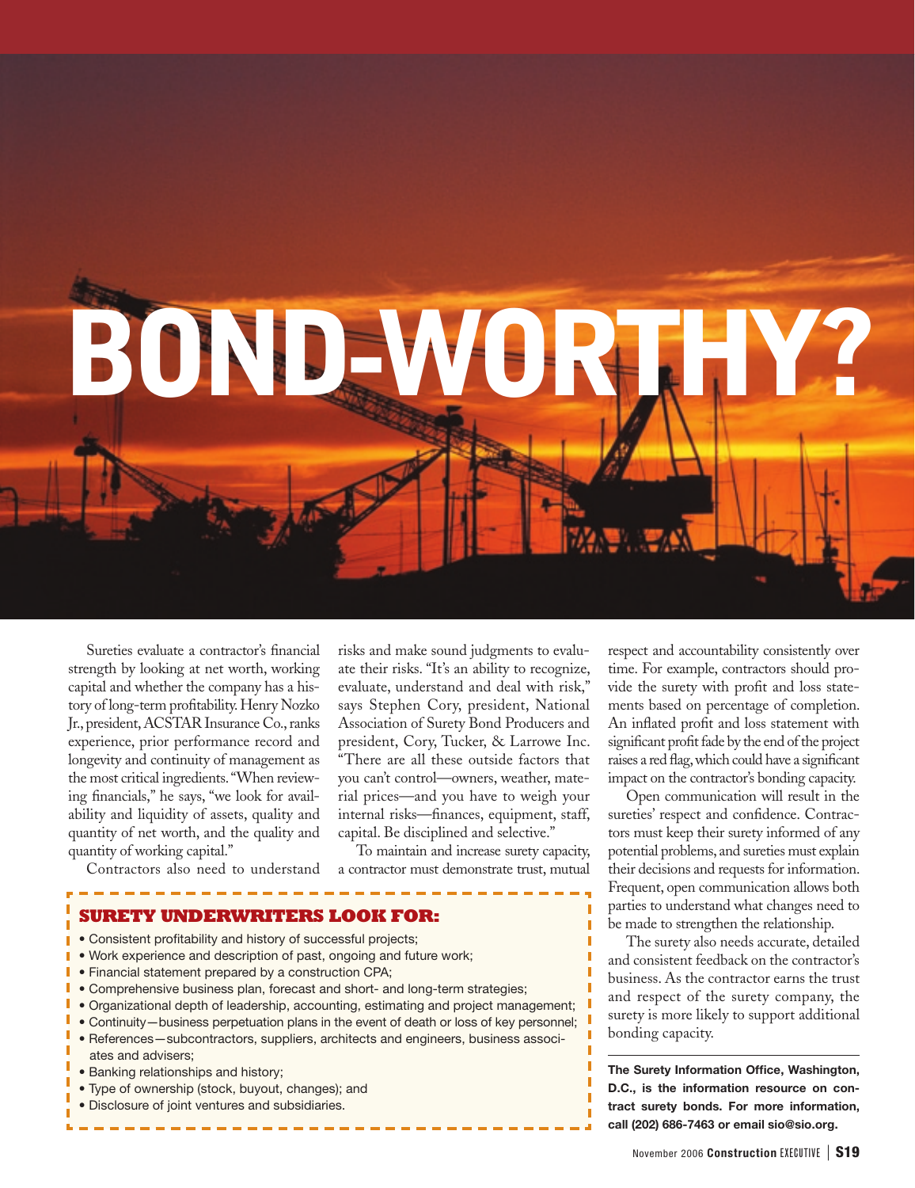# BOND-WORTHY?

Sureties evaluate a contractor's financial strength by looking at net worth, working capital and whether the company has a history of long-term profitability. Henry Nozko Jr., president, ACSTAR Insurance Co., ranks experience, prior performance record and longevity and continuity of management as the most critical ingredients. "When reviewing financials," he says, "we look for availability and liquidity of assets, quality and quantity of net worth, and the quality and quantity of working capital."

Contractors also need to understand risks and make sound judgments to evaluate their risks. "It's an ability to recognize, evaluate, understand and deal with risk," says Stephen Cory, president, National Association of Surety Bond Producers and president, Cory, Tucker, & Larrowe Inc. "There are all these outside factors that you can't control—owners, weather, material prices—and you have to weigh your internal risks—finances, equipment, staff, capital. Be disciplined and selective."

To maintain and increase surety capacity, a contractor must demonstrate trust, mutual respect and accountability consistently over time. For example, contractors should provide the surety with profit and loss statements based on percentage of completion. An inflated profit and loss statement with significant profit fade by the end of the project raises a red flag, which could have a significant impact on the contractor's bonding capacity.

Open communication will result in the sureties' respect and confidence. Contractors must keep their surety informed of any potential problems, and sureties must explain their decisions and requests for information. Frequent, open communication allows both parties to understand what changes need to be made to strengthen the relationship.

The surety also needs accurate, detailed and consistent feedback on the contractor's business. As the contractor earns the trust and respect of the surety company, the surety is more likely to support additional bonding capacity.

### SURETY UNDERWRITERS LOOK FOR:

- Consistent profitability and history of successful projects;
- Work experience and description of past, ongoing and future work;
- Financial statement prepared by a construction CPA;
- Comprehensive business plan, forecast and short- and long-term strategies;
- Organizational depth of leadership, accounting, estimating and project management;
- Continuity—business perpetuation plans in the event of death or loss of key personnel;
- References—subcontractors, suppliers, architects and engineers, business associates and advisers;
- Banking relationships and history;
- Type of ownership (stock, buyout, changes); and
- Disclosure of joint ventures and subsidiaries.

**The Surety Information Office, Washington, D.C., is the information resource on contract surety bonds. For more information, call (202) 686-7463 or email sio@sio.org.**